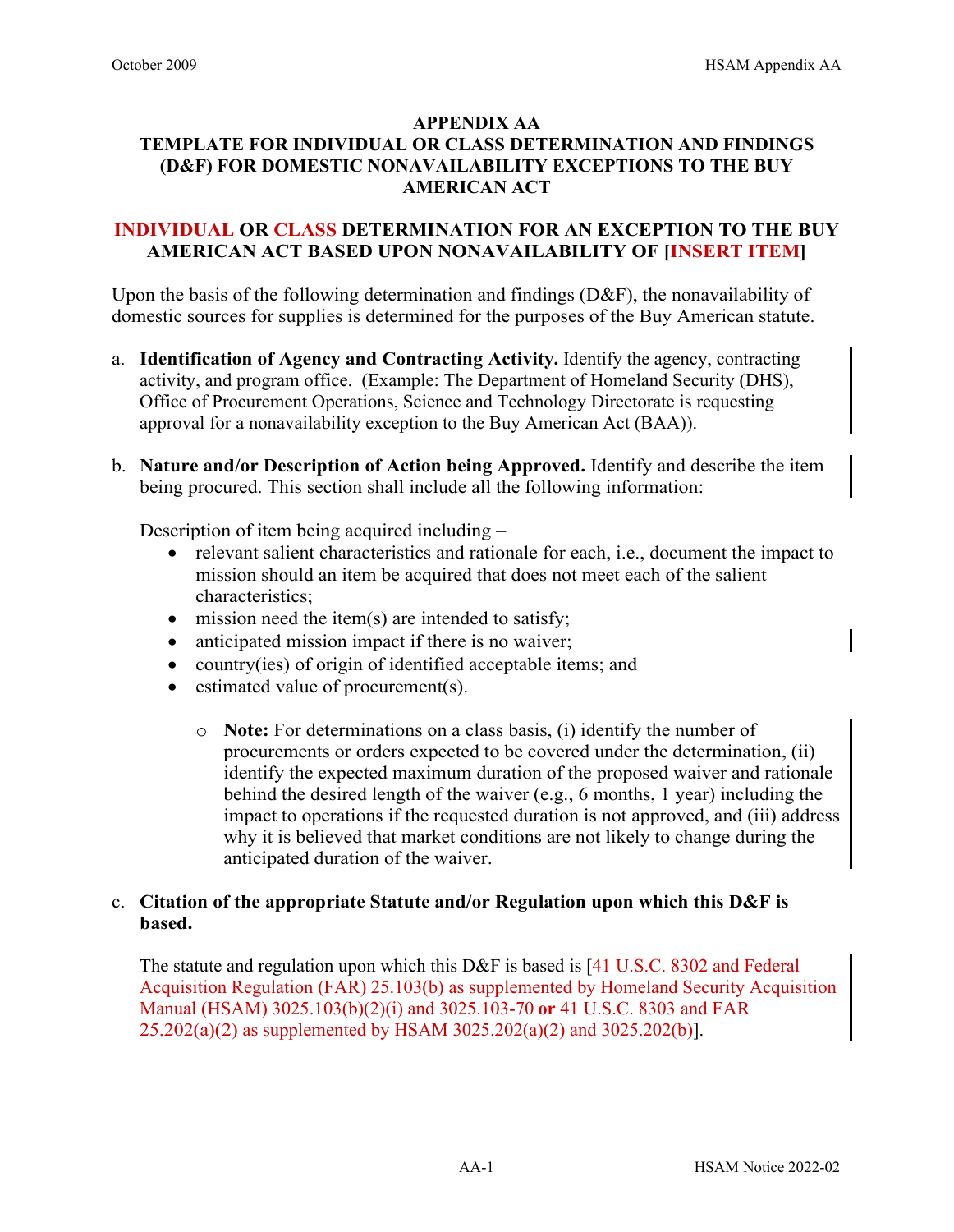# APPENDIX AA

# TEMPLATE FOR INDIVIDUAL OR CLASS DETERMINATION AND FINDINGS (D&F) FOR DOMESTIC NONAVAILABILITY EXCEPTIONS TO THE BUY AMERICAN ACT

## INDIVIDUAL OR CLASS DETERMINATION FOR AN EXCEPTION TO THE BUY AMERICAN ACT BASED UPON NONAVAILABILITY OF [INSERT ITEM]

Upon the basis of the following determination and findings (D&F), the nonavailability of domestic sources for supplies is determined for the purposes of the Buy American statute.

a. **Identification of Agency and Contracting Activity.** Identify the agency, contracting activity, and program office. (Example: The Department of Homeland Security (DHS), Office of Procurement Operations, Science and Technology Directorate is requesting approval for a nonavailability exception to the Buy American Act (BAA)).

b. **Nature and/or Description of Action being Approved.** Identify and describe the item being procured. This section shall include all the following information:

   Description of item being acquired including –

   - relevant salient characteristics and rationale for each, i.e., document the impact to mission should an item be acquired that does not meet each of the salient characteristics;
   - mission need the item(s) are intended to satisfy;
   - anticipated mission impact if there is no waiver;
   - country(ies) of origin of identified acceptable items; and
   - estimated value of procurement(s).

     - **Note:** For determinations on a class basis, (i) identify the number of procurements or orders expected to be covered under the determination, (ii) identify the expected maximum duration of the proposed waiver and rationale behind the desired length of the waiver (e.g., 6 months, 1 year) including the impact to operations if the requested duration is not approved, and (iii) address why it is believed that market conditions are not likely to change during the anticipated duration of the waiver.

c. **Citation of the appropriate Statute and/or Regulation upon which this D&F is based.**

   The statute and regulation upon which this D&F is based is [41 U.S.C. 8302 and Federal Acquisition Regulation (FAR) 25.103(b) as supplemented by Homeland Security Acquisition Manual (HSAM) 3025.103(b)(2)(i) and 3025.103-70 **or** 41 U.S.C. 8303 and FAR 25.202(a)(2) as supplemented by HSAM 3025.202(a)(2) and 3025.202(b)].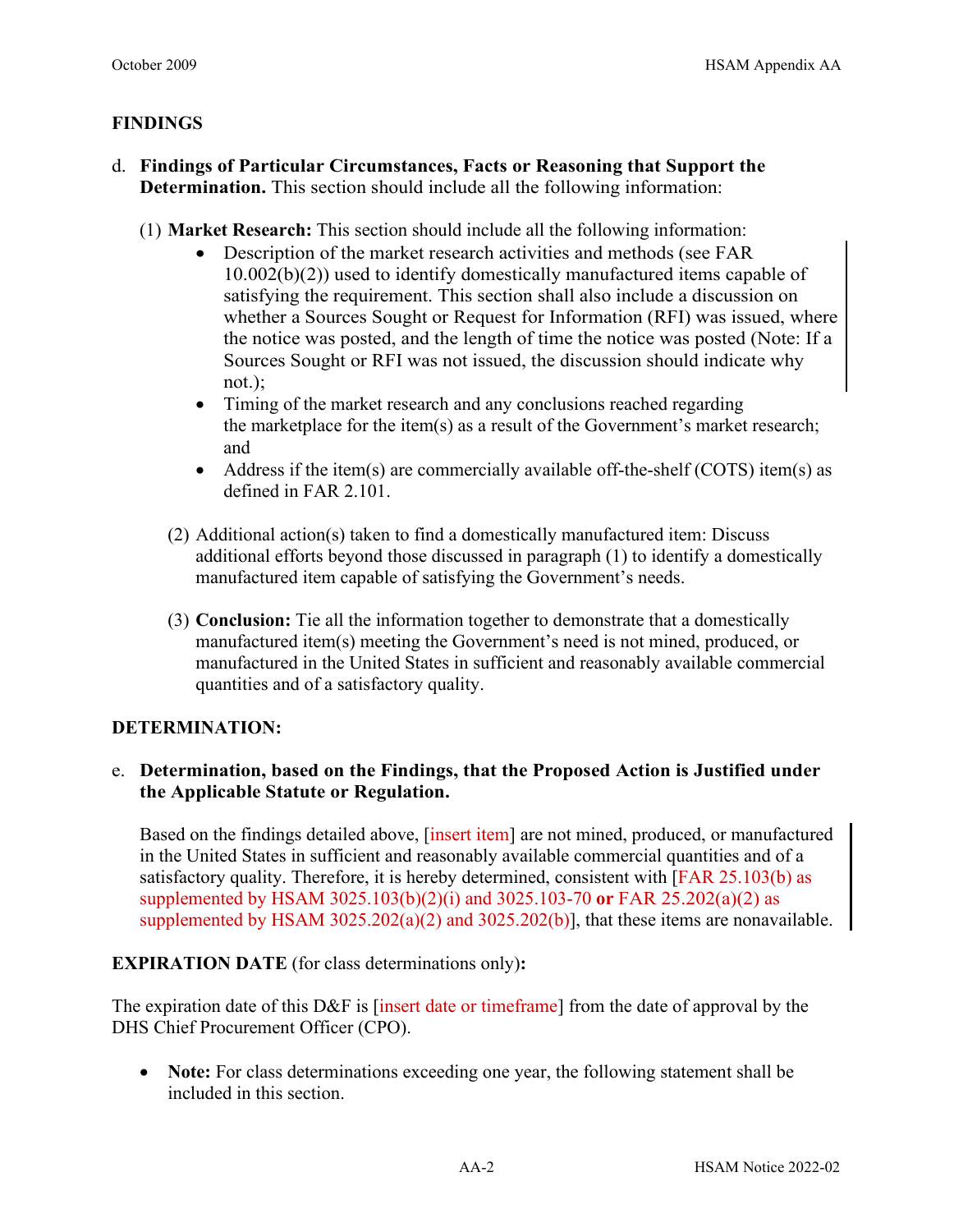## FINDINGS

d. **Findings of Particular Circumstances, Facts or Reasoning that Support the Determination.** This section should include all the following information:

(1) **Market Research:** This section should include all the following information:

- Description of the market research activities and methods (see FAR 10.002(b)(2)) used to identify domestically manufactured items capable of satisfying the requirement. This section shall also include a discussion on whether a Sources Sought or Request for Information (RFI) was issued, where the notice was posted, and the length of time the notice was posted (Note: If a Sources Sought or RFI was not issued, the discussion should indicate why not.);
- Timing of the market research and any conclusions reached regarding the marketplace for the item(s) as a result of the Government's market research; and
- Address if the item(s) are commercially available off-the-shelf (COTS) item(s) as defined in FAR 2.101.

(2) Additional action(s) taken to find a domestically manufactured item: Discuss additional efforts beyond those discussed in paragraph (1) to identify a domestically manufactured item capable of satisfying the Government's needs.

(3) **Conclusion:** Tie all the information together to demonstrate that a domestically manufactured item(s) meeting the Government's need is not mined, produced, or manufactured in the United States in sufficient and reasonably available commercial quantities and of a satisfactory quality.

## DETERMINATION:

e. **Determination, based on the Findings, that the Proposed Action is Justified under the Applicable Statute or Regulation.**

Based on the findings detailed above, [insert item] are not mined, produced, or manufactured in the United States in sufficient and reasonably available commercial quantities and of a satisfactory quality. Therefore, it is hereby determined, consistent with [FAR 25.103(b) as supplemented by HSAM 3025.103(b)(2)(i) and 3025.103-70 **or** FAR 25.202(a)(2) as supplemented by HSAM 3025.202(a)(2) and 3025.202(b)], that these items are nonavailable.

**EXPIRATION DATE** (for class determinations only)**:**

The expiration date of this D&F is [insert date or timeframe] from the date of approval by the DHS Chief Procurement Officer (CPO).

- **Note:** For class determinations exceeding one year, the following statement shall be included in this section.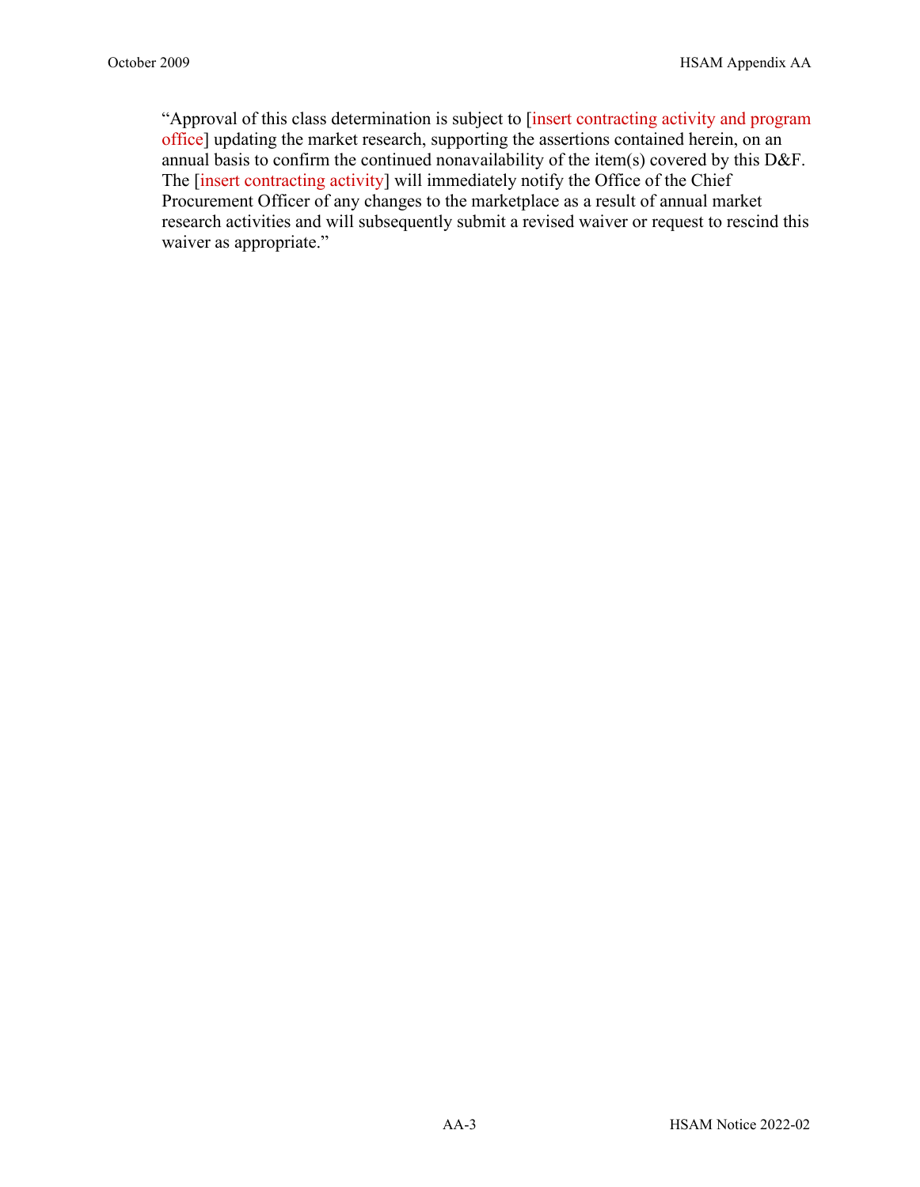"Approval of this class determination is subject to [insert contracting activity and program office] updating the market research, supporting the assertions contained herein, on an annual basis to confirm the continued nonavailability of the item(s) covered by this D&F. The [insert contracting activity] will immediately notify the Office of the Chief Procurement Officer of any changes to the marketplace as a result of annual market research activities and will subsequently submit a revised waiver or request to rescind this waiver as appropriate."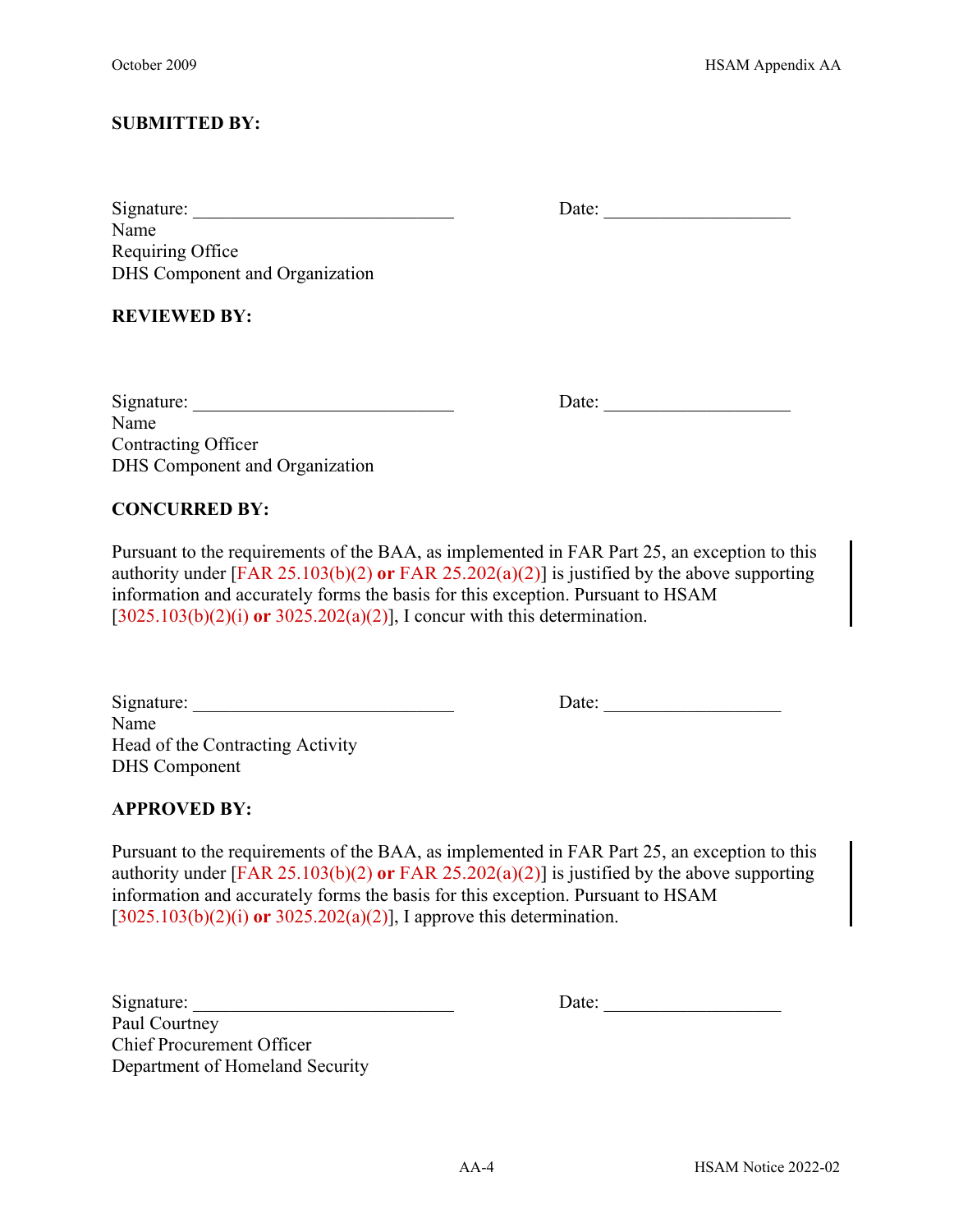**SUBMITTED BY:**

Signature: ____________________________ Date: ____________________
Name
Requiring Office
DHS Component and Organization

**REVIEWED BY:**

Signature: ____________________________ Date: ____________________
Name
Contracting Officer
DHS Component and Organization

**CONCURRED BY:**

Pursuant to the requirements of the BAA, as implemented in FAR Part 25, an exception to this authority under [FAR 25.103(b)(2) **or** FAR 25.202(a)(2)] is justified by the above supporting information and accurately forms the basis for this exception. Pursuant to HSAM [3025.103(b)(2)(i) **or** 3025.202(a)(2)], I concur with this determination.

Signature: ____________________________ Date: ___________________
Name
Head of the Contracting Activity
DHS Component

**APPROVED BY:**

Pursuant to the requirements of the BAA, as implemented in FAR Part 25, an exception to this authority under [FAR 25.103(b)(2) **or** FAR 25.202(a)(2)] is justified by the above supporting information and accurately forms the basis for this exception. Pursuant to HSAM [3025.103(b)(2)(i) **or** 3025.202(a)(2)], I approve this determination.

Signature: ____________________________ Date: ___________________
Paul Courtney
Chief Procurement Officer
Department of Homeland Security